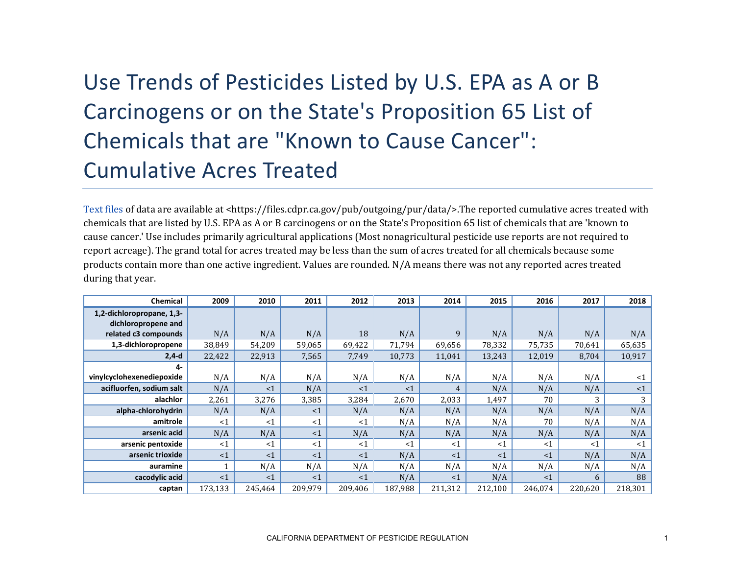# Use Trends of Pesticides Listed by U.S. EPA as A or B Carcinogens or on the State's Proposition 65 List of Chemicals that are "Known to Cause Cancer": Cumulative Acres Treated

Text files of data are available at <https://files.cdpr.ca.gov/pub/outgoing/pur/data/>.The reported cumulative acres treated with chemicals that are listed by U.S. EPA as A or B carcinogens or on the State's Proposition 65 list of chemicals that are 'known to cause cancer.' Use includes primarily agricultural applications (Most nonagricultural pesticide use reports are not required to report acreage). The grand total for acres treated may be less than the sum of acres treated for all chemicals because some products contain more than one active ingredient. Values are rounded. N/A means there was not any reported acres treated during that year.

| Chemical | 2009 | 2010 | 2011 | 2012 | 2013 | 2014 | 2015 | 2016 | 2017 | 2018 |
|---|---|---|---|---|---|---|---|---|---|---|
| 1,2-dichloropropane, 1,3-dichloropropene and related c3 compounds | N/A | N/A | N/A | 18 | N/A | 9 | N/A | N/A | N/A | N/A |
| 1,3-dichloropropene | 38,849 | 54,209 | 59,065 | 69,422 | 71,794 | 69,656 | 78,332 | 75,735 | 70,641 | 65,635 |
| 2,4-d | 22,422 | 22,913 | 7,565 | 7,749 | 10,773 | 11,041 | 13,243 | 12,019 | 8,704 | 10,917 |
| 4-vinylcyclohexenediepoxide | N/A | N/A | N/A | N/A | N/A | N/A | N/A | N/A | N/A | <1 |
| acifluorfen, sodium salt | N/A | <1 | N/A | <1 | <1 | 4 | N/A | N/A | N/A | <1 |
| alachlor | 2,261 | 3,276 | 3,385 | 3,284 | 2,670 | 2,033 | 1,497 | 70 | 3 | 3 |
| alpha-chlorohydrin | N/A | N/A | <1 | N/A | N/A | N/A | N/A | N/A | N/A | N/A |
| amitrole | <1 | <1 | <1 | <1 | N/A | N/A | N/A | 70 | N/A | N/A |
| arsenic acid | N/A | N/A | <1 | N/A | N/A | N/A | N/A | N/A | N/A | N/A |
| arsenic pentoxide | <1 | <1 | <1 | <1 | <1 | <1 | <1 | <1 | <1 | <1 |
| arsenic trioxide | <1 | <1 | <1 | <1 | N/A | <1 | <1 | <1 | N/A | N/A |
| auramine | 1 | N/A | N/A | N/A | N/A | N/A | N/A | N/A | N/A | N/A |
| cacodylic acid | <1 | <1 | <1 | <1 | N/A | <1 | N/A | <1 | 6 | 88 |
| captan | 173,133 | 245,464 | 209,979 | 209,406 | 187,988 | 211,312 | 212,100 | 246,074 | 220,620 | 218,301 |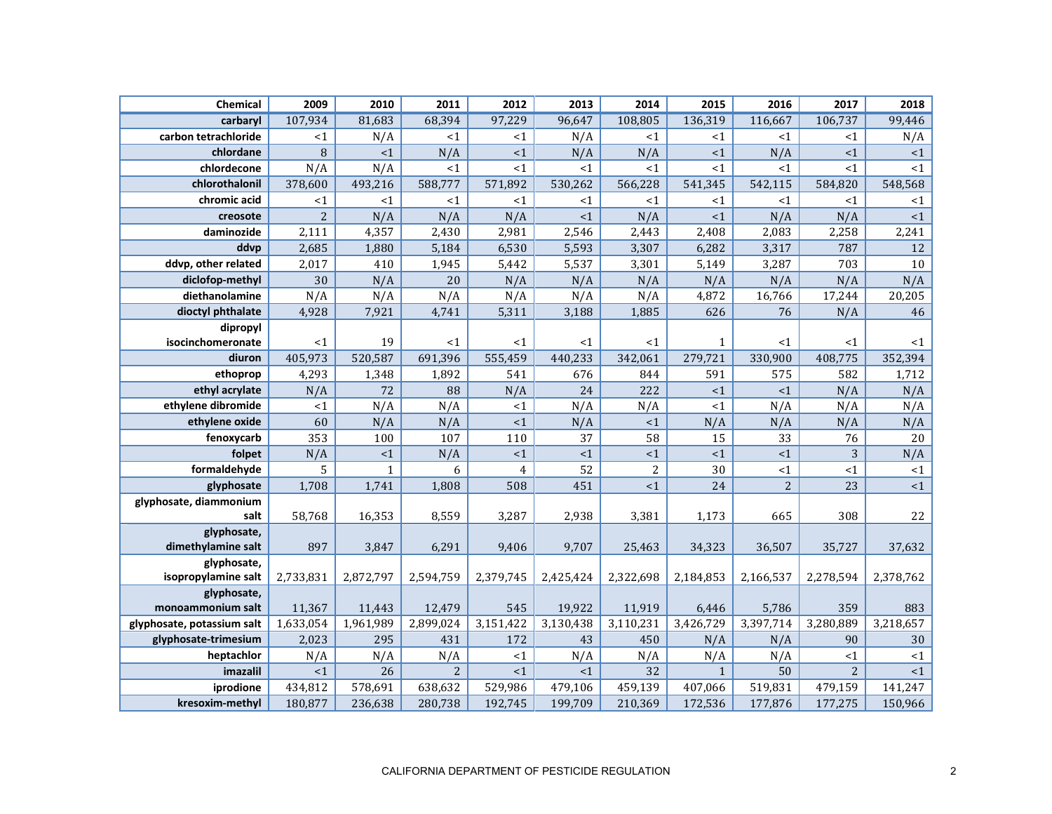| Chemical | 2009 | 2010 | 2011 | 2012 | 2013 | 2014 | 2015 | 2016 | 2017 | 2018 |
|---|---|---|---|---|---|---|---|---|---|---|
| carbaryl | 107,934 | 81,683 | 68,394 | 97,229 | 96,647 | 108,805 | 136,319 | 116,667 | 106,737 | 99,446 |
| carbon tetrachloride | <1 | N/A | <1 | <1 | N/A | <1 | <1 | <1 | <1 | N/A |
| chlordane | 8 | <1 | N/A | <1 | N/A | N/A | <1 | N/A | <1 | <1 |
| chlordecone | N/A | N/A | <1 | <1 | <1 | <1 | <1 | <1 | <1 | <1 |
| chlorothalonil | 378,600 | 493,216 | 588,777 | 571,892 | 530,262 | 566,228 | 541,345 | 542,115 | 584,820 | 548,568 |
| chromic acid | <1 | <1 | <1 | <1 | <1 | <1 | <1 | <1 | <1 | <1 |
| creosote | 2 | N/A | N/A | N/A | <1 | N/A | <1 | N/A | N/A | <1 |
| daminozide | 2,111 | 4,357 | 2,430 | 2,981 | 2,546 | 2,443 | 2,408 | 2,083 | 2,258 | 2,241 |
| ddvp | 2,685 | 1,880 | 5,184 | 6,530 | 5,593 | 3,307 | 6,282 | 3,317 | 787 | 12 |
| ddvp, other related | 2,017 | 410 | 1,945 | 5,442 | 5,537 | 3,301 | 5,149 | 3,287 | 703 | 10 |
| diclofop-methyl | 30 | N/A | 20 | N/A | N/A | N/A | N/A | N/A | N/A | N/A |
| diethanolamine | N/A | N/A | N/A | N/A | N/A | N/A | 4,872 | 16,766 | 17,244 | 20,205 |
| dioctyl phthalate | 4,928 | 7,921 | 4,741 | 5,311 | 3,188 | 1,885 | 626 | 76 | N/A | 46 |
| dipropyl isocinchomeronate | <1 | 19 | <1 | <1 | <1 | <1 | 1 | <1 | <1 | <1 |
| diuron | 405,973 | 520,587 | 691,396 | 555,459 | 440,233 | 342,061 | 279,721 | 330,900 | 408,775 | 352,394 |
| ethoprop | 4,293 | 1,348 | 1,892 | 541 | 676 | 844 | 591 | 575 | 582 | 1,712 |
| ethyl acrylate | N/A | 72 | 88 | N/A | 24 | 222 | <1 | <1 | N/A | N/A |
| ethylene dibromide | <1 | N/A | N/A | <1 | N/A | N/A | <1 | N/A | N/A | N/A |
| ethylene oxide | 60 | N/A | N/A | <1 | N/A | <1 | N/A | N/A | N/A | N/A |
| fenoxycarb | 353 | 100 | 107 | 110 | 37 | 58 | 15 | 33 | 76 | 20 |
| folpet | N/A | <1 | N/A | <1 | <1 | <1 | <1 | <1 | 3 | N/A |
| formaldehyde | 5 | 1 | 6 | 4 | 52 | 2 | 30 | <1 | <1 | <1 |
| glyphosate | 1,708 | 1,741 | 1,808 | 508 | 451 | <1 | 24 | 2 | 23 | <1 |
| glyphosate, diammonium salt | 58,768 | 16,353 | 8,559 | 3,287 | 2,938 | 3,381 | 1,173 | 665 | 308 | 22 |
| glyphosate, dimethylamine salt | 897 | 3,847 | 6,291 | 9,406 | 9,707 | 25,463 | 34,323 | 36,507 | 35,727 | 37,632 |
| glyphosate, isopropylamine salt | 2,733,831 | 2,872,797 | 2,594,759 | 2,379,745 | 2,425,424 | 2,322,698 | 2,184,853 | 2,166,537 | 2,278,594 | 2,378,762 |
| glyphosate, monoammonium salt | 11,367 | 11,443 | 12,479 | 545 | 19,922 | 11,919 | 6,446 | 5,786 | 359 | 883 |
| glyphosate, potassium salt | 1,633,054 | 1,961,989 | 2,899,024 | 3,151,422 | 3,130,438 | 3,110,231 | 3,426,729 | 3,397,714 | 3,280,889 | 3,218,657 |
| glyphosate-trimesium | 2,023 | 295 | 431 | 172 | 43 | 450 | N/A | N/A | 90 | 30 |
| heptachlor | N/A | N/A | N/A | <1 | N/A | N/A | N/A | N/A | <1 | <1 |
| imazalil | <1 | 26 | 2 | <1 | <1 | 32 | 1 | 50 | 2 | <1 |
| iprodione | 434,812 | 578,691 | 638,632 | 529,986 | 479,106 | 459,139 | 407,066 | 519,831 | 479,159 | 141,247 |
| kresoxim-methyl | 180,877 | 236,638 | 280,738 | 192,745 | 199,709 | 210,369 | 172,536 | 177,876 | 177,275 | 150,966 |

CALIFORNIA DEPARTMENT OF PESTICIDE REGULATION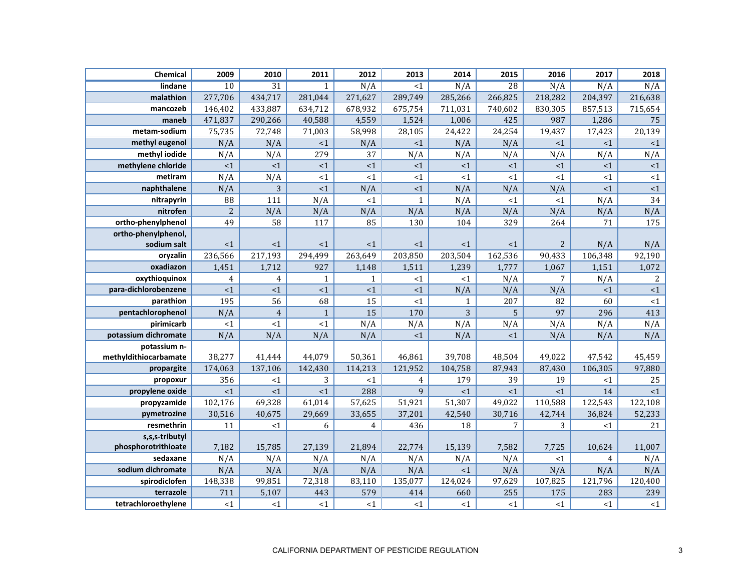| Chemical | 2009 | 2010 | 2011 | 2012 | 2013 | 2014 | 2015 | 2016 | 2017 | 2018 |
|---|---|---|---|---|---|---|---|---|---|---|
| lindane | 10 | 31 | 1 | N/A | <1 | N/A | 28 | N/A | N/A | N/A |
| malathion | 277,706 | 434,717 | 281,044 | 271,627 | 289,749 | 285,266 | 266,825 | 218,282 | 204,397 | 216,638 |
| mancozeb | 146,402 | 433,887 | 634,712 | 678,932 | 675,754 | 711,031 | 740,602 | 830,305 | 857,513 | 715,654 |
| maneb | 471,837 | 290,266 | 40,588 | 4,559 | 1,524 | 1,006 | 425 | 987 | 1,286 | 75 |
| metam-sodium | 75,735 | 72,748 | 71,003 | 58,998 | 28,105 | 24,422 | 24,254 | 19,437 | 17,423 | 20,139 |
| methyl eugenol | N/A | N/A | <1 | N/A | <1 | N/A | N/A | <1 | <1 | <1 |
| methyl iodide | N/A | N/A | 279 | 37 | N/A | N/A | N/A | N/A | N/A | N/A |
| methylene chloride | <1 | <1 | <1 | <1 | <1 | <1 | <1 | <1 | <1 | <1 |
| metiram | N/A | N/A | <1 | <1 | <1 | <1 | <1 | <1 | <1 | <1 |
| naphthalene | N/A | 3 | <1 | N/A | <1 | N/A | N/A | N/A | <1 | <1 |
| nitrapyrin | 88 | 111 | N/A | <1 | 1 | N/A | <1 | <1 | N/A | 34 |
| nitrofen | 2 | N/A | N/A | N/A | N/A | N/A | N/A | N/A | N/A | N/A |
| ortho-phenylphenol | 49 | 58 | 117 | 85 | 130 | 104 | 329 | 264 | 71 | 175 |
| ortho-phenylphenol, sodium salt | <1 | <1 | <1 | <1 | <1 | <1 | <1 | 2 | N/A | N/A |
| oryzalin | 236,566 | 217,193 | 294,499 | 263,649 | 203,850 | 203,504 | 162,536 | 90,433 | 106,348 | 92,190 |
| oxadiazon | 1,451 | 1,712 | 927 | 1,148 | 1,511 | 1,239 | 1,777 | 1,067 | 1,151 | 1,072 |
| oxythioquinox | 4 | 4 | 1 | 1 | <1 | <1 | N/A | 7 | N/A | 2 |
| para-dichlorobenzene | <1 | <1 | <1 | <1 | <1 | N/A | N/A | N/A | <1 | <1 |
| parathion | 195 | 56 | 68 | 15 | <1 | 1 | 207 | 82 | 60 | <1 |
| pentachlorophenol | N/A | 4 | 1 | 15 | 170 | 3 | 5 | 97 | 296 | 413 |
| pirimicarb | <1 | <1 | <1 | N/A | N/A | N/A | N/A | N/A | N/A | N/A |
| potassium dichromate | N/A | N/A | N/A | N/A | <1 | N/A | <1 | N/A | N/A | N/A |
| potassium n-methyldithiocarbamate | 38,277 | 41,444 | 44,079 | 50,361 | 46,861 | 39,708 | 48,504 | 49,022 | 47,542 | 45,459 |
| propargite | 174,063 | 137,106 | 142,430 | 114,213 | 121,952 | 104,758 | 87,943 | 87,430 | 106,305 | 97,880 |
| propoxur | 356 | <1 | 3 | <1 | 4 | 179 | 39 | 19 | <1 | 25 |
| propylene oxide | <1 | <1 | <1 | 288 | 9 | <1 | <1 | <1 | 14 | <1 |
| propyzamide | 102,176 | 69,328 | 61,014 | 57,625 | 51,921 | 51,307 | 49,022 | 110,588 | 122,543 | 122,108 |
| pymetrozine | 30,516 | 40,675 | 29,669 | 33,655 | 37,201 | 42,540 | 30,716 | 42,744 | 36,824 | 52,233 |
| resmethrin | 11 | <1 | 6 | 4 | 436 | 18 | 7 | 3 | <1 | 21 |
| s,s,s-tributyl phosphorotrithioate | 7,182 | 15,785 | 27,139 | 21,894 | 22,774 | 15,139 | 7,582 | 7,725 | 10,624 | 11,007 |
| sedaxane | N/A | N/A | N/A | N/A | N/A | N/A | N/A | <1 | 4 | N/A |
| sodium dichromate | N/A | N/A | N/A | N/A | N/A | <1 | N/A | N/A | N/A | N/A |
| spirodiclofen | 148,338 | 99,851 | 72,318 | 83,110 | 135,077 | 124,024 | 97,629 | 107,825 | 121,796 | 120,400 |
| terrazole | 711 | 5,107 | 443 | 579 | 414 | 660 | 255 | 175 | 283 | 239 |
| tetrachloroethylene | <1 | <1 | <1 | <1 | <1 | <1 | <1 | <1 | <1 | <1 |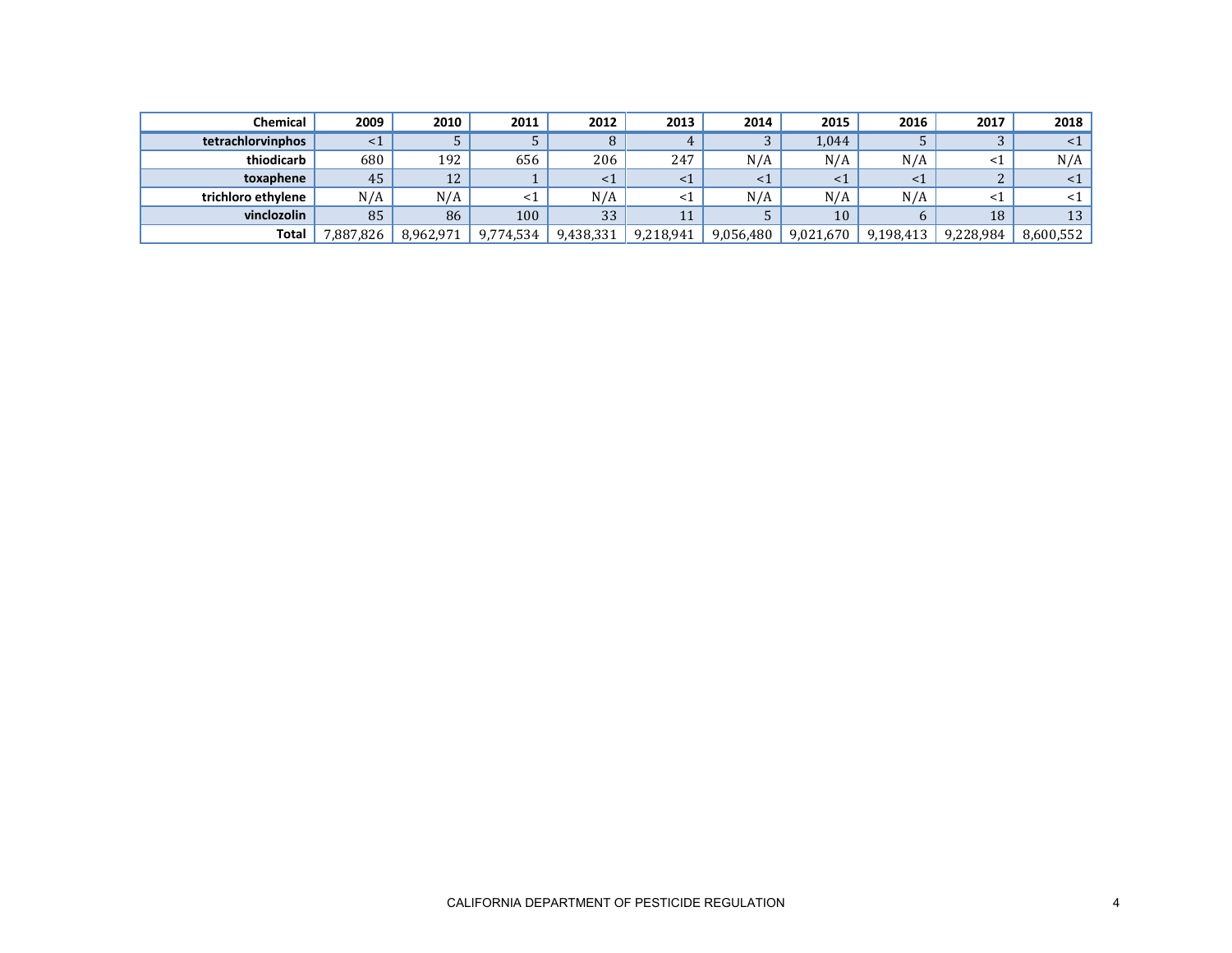| Chemical | 2009 | 2010 | 2011 | 2012 | 2013 | 2014 | 2015 | 2016 | 2017 | 2018 |
|---|---|---|---|---|---|---|---|---|---|---|
| tetrachlorvinphos | <1 | 5 | 5 | 8 | 4 | 3 | 1,044 | 5 | 3 | <1 |
| thiodicarb | 680 | 192 | 656 | 206 | 247 | N/A | N/A | N/A | <1 | N/A |
| toxaphene | 45 | 12 | 1 | <1 | <1 | <1 | <1 | <1 | 2 | <1 |
| trichloro ethylene | N/A | N/A | <1 | N/A | <1 | N/A | N/A | N/A | <1 | <1 |
| vinclozolin | 85 | 86 | 100 | 33 | 11 | 5 | 10 | 6 | 18 | 13 |
| Total | 7,887,826 | 8,962,971 | 9,774,534 | 9,438,331 | 9,218,941 | 9,056,480 | 9,021,670 | 9,198,413 | 9,228,984 | 8,600,552 |